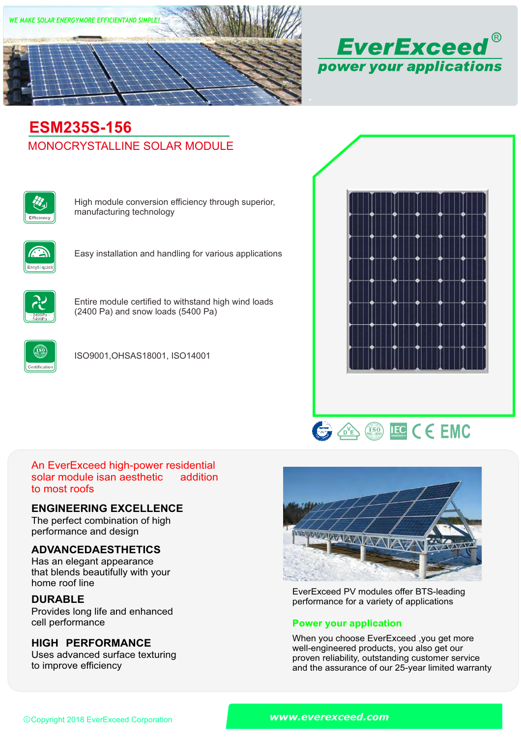WE MAKE SOLAR ENERGYMORE EFFICIENTAND SIMPLE!

**EverExceed®**
*power your applications*

# ESM235S-156

## MONOCRYSTALLINE SOLAR MODULE

- **Efficiency** — High module conversion efficiency through superior, manufacturing technology
- **Easy&quick** — Easy installation and handling for various applications
- **2400Pa 5400Pa** — Entire module certified to withstand high wind loads (2400 Pa) and snow loads (5400 Pa)
- **Certification** — ISO9001,OHSAS18001, ISO14001

An EverExceed high-power residential solar module isan aesthetic addition to most roofs

### ENGINEERING EXCELLENCE

The perfect combination of high performance and design

### ADVANCEDAESTHETICS

Has an elegant appearance that blends beautifully with your home roof line

### DURABLE

Provides long life and enhanced cell performance

### HIGH PERFORMANCE

Uses advanced surface texturing to improve efficiency

EverExceed PV modules offer BTS-leading performance for a variety of applications

### Power your application

When you choose EverExceed ,you get more well-engineered products, you also get our proven reliability, outstanding customer service and the assurance of our 25-year limited warranty

©Copyright 2018 EverExceed Corporation

www.everexceed.com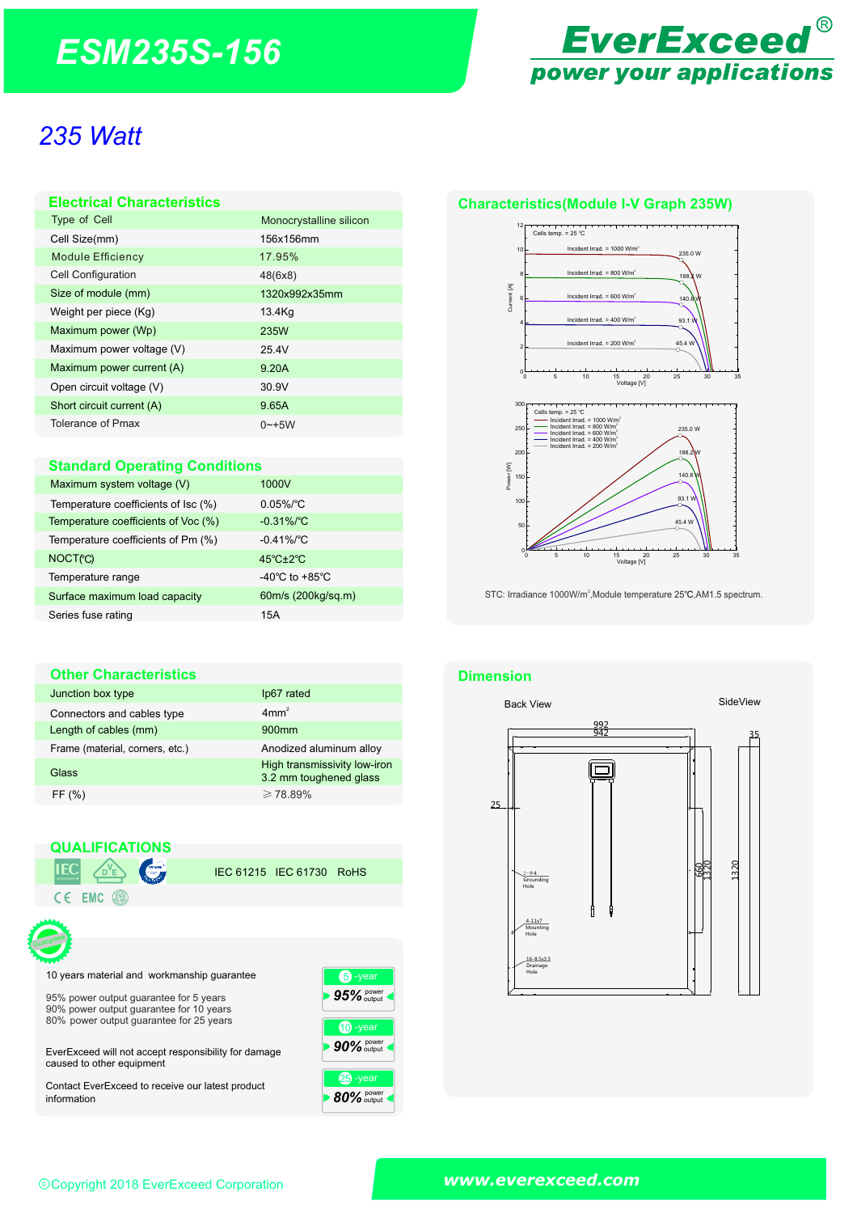# ESM235S-156

**EverExceed®**
**power your applications**

## 235 Watt

### Electrical Characteristics

| | |
|---|---|
| Type of Cell | Monocrystalline silicon |
| Cell Size(mm) | 156x156mm |
| Module Efficiency | 17.95% |
| Cell Configuration | 48(6x8) |
| Size of module (mm) | 1320x992x35mm |
| Weight per piece (Kg) | 13.4Kg |
| Maximum power (Wp) | 235W |
| Maximum power voltage (V) | 25.4V |
| Maximum power current (A) | 9.20A |
| Open circuit voltage (V) | 30.9V |
| Short circuit current (A) | 9.65A |
| Tolerance of Pmax | 0~+5W |

### Standard Operating Conditions

| | |
|---|---|
| Maximum system voltage (V) | 1000V |
| Temperature coefficients of Isc (%) | 0.05%/℃ |
| Temperature coefficients of Voc (%) | -0.31%/℃ |
| Temperature coefficients of Pm (%) | -0.41%/℃ |
| NOCT(℃) | 45℃±2℃ |
| Temperature range | -40℃ to +85℃ |
| Surface maximum load capacity | 60m/s (200kg/sq.m) |
| Series fuse rating | 15A |

### Characteristics(Module I-V Graph 235W)

Cells temp. = 25 ℃
Incident Irrad. = 1000 W/m² 235.0 W
Incident Irrad. = 800 W/m² 188.2 W
Incident Irrad. = 600 W/m² 140.8 W
Incident Irrad. = 400 W/m² 93.1 W
Incident Irrad. = 200 W/m² 45.4 W
Current [A]
Voltage [V]

Cells temp. = 25 ℃
Incident Irrad. = 1000 W/m²
Incident Irrad. = 800 W/m²
Incident Irrad. = 600 W/m²
Incident Irrad. = 400 W/m²
Incident Irrad. = 200 W/m²
235.0 W
188.2 W
140.8 W
93.1 W
45.4 W
Power [W]
Voltage [V]

STC: Irradiance 1000W/m², Module temperature 25℃, AM1.5 spectrum.

### Other Characteristics

| | |
|---|---|
| Junction box type | Ip67 rated |
| Connectors and cables type | 4mm² |
| Length of cables (mm) | 900mm |
| Frame (material, corners, etc.) | Anodized aluminum alloy |
| Glass | High transmissivity low-iron 3.2 mm toughened glass |
| FF (%) | ≥78.89% |

### QUALIFICATIONS

IEC 61215 IEC 61730 RoHS

CE EMC

### Dimension

Back View

SideView

992
942
35
25
660
1320
1320
Grounding Hole
4-11x7 Mounting Hole
16-8.5x3.5 Drainage Hole

### Guarantee

10 years material and workmanship guarantee

95% power output guarantee for 5 years
90% power output guarantee for 10 years
80% power output guarantee for 25 years

EverExceed will not accept responsibility for damage caused to other equipment

Contact EverExceed to receive our latest product information

5-year 95% power output
10-year 90% power output
25-year 80% power output

©Copyright 2018 EverExceed Corporation

www.everexceed.com